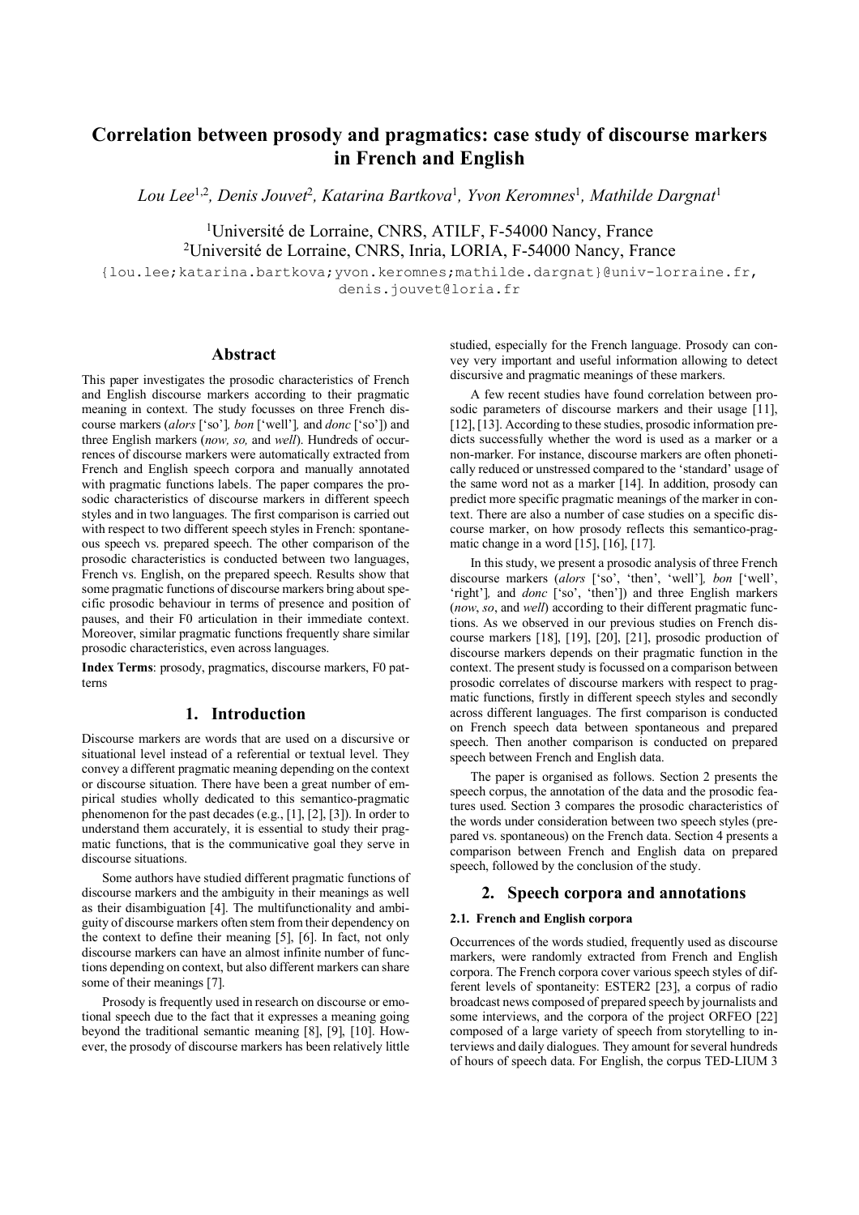# Correlation between prosody and pragmatics: case study of discourse markers in French and English

*Lou Lee*[1,2], *Denis Jouvet*[2], *Katarina Bartkova*[1], *Yvon Keromnes*[1], *Mathilde Dargnat*[1]

[1]Université de Lorraine, CNRS, ATILF, F-54000 Nancy, France
[2]Université de Lorraine, CNRS, Inria, LORIA, F-54000 Nancy, France

{lou.lee;katarina.bartkova;yvon.keromnes;mathilde.dargnat}@univ-lorraine.fr, denis.jouvet@loria.fr

## Abstract

This paper investigates the prosodic characteristics of French and English discourse markers according to their pragmatic meaning in context. The study focusses on three French discourse markers (*alors* ['so'], *bon* ['well'], and *donc* ['so']) and three English markers (*now, so,* and *well*). Hundreds of occurrences of discourse markers were automatically extracted from French and English speech corpora and manually annotated with pragmatic functions labels. The paper compares the prosodic characteristics of discourse markers in different speech styles and in two languages. The first comparison is carried out with respect to two different speech styles in French: spontaneous speech vs. prepared speech. The other comparison of the prosodic characteristics is conducted between two languages, French vs. English, on the prepared speech. Results show that some pragmatic functions of discourse markers bring about specific prosodic behaviour in terms of presence and position of pauses, and their F0 articulation in their immediate context. Moreover, similar pragmatic functions frequently share similar prosodic characteristics, even across languages.

**Index Terms**: prosody, pragmatics, discourse markers, F0 patterns

## 1. Introduction

Discourse markers are words that are used on a discursive or situational level instead of a referential or textual level. They convey a different pragmatic meaning depending on the context or discourse situation. There have been a great number of empirical studies wholly dedicated to this semantico-pragmatic phenomenon for the past decades (e.g., [1], [2], [3]). In order to understand them accurately, it is essential to study their pragmatic functions, that is the communicative goal they serve in discourse situations.

Some authors have studied different pragmatic functions of discourse markers and the ambiguity in their meanings as well as their disambiguation [4]. The multifunctionality and ambiguity of discourse markers often stem from their dependency on the context to define their meaning [5], [6]. In fact, not only discourse markers can have an almost infinite number of functions depending on context, but also different markers can share some of their meanings [7].

Prosody is frequently used in research on discourse or emotional speech due to the fact that it expresses a meaning going beyond the traditional semantic meaning [8], [9], [10]. However, the prosody of discourse markers has been relatively little studied, especially for the French language. Prosody can convey very important and useful information allowing to detect discursive and pragmatic meanings of these markers.

A few recent studies have found correlation between prosodic parameters of discourse markers and their usage [11], [12], [13]. According to these studies, prosodic information predicts successfully whether the word is used as a marker or a non-marker. For instance, discourse markers are often phonetically reduced or unstressed compared to the 'standard' usage of the same word not as a marker [14]. In addition, prosody can predict more specific pragmatic meanings of the marker in context. There are also a number of case studies on a specific discourse marker, on how prosody reflects this semantico-pragmatic change in a word [15], [16], [17].

In this study, we present a prosodic analysis of three French discourse markers (*alors* ['so', 'then', 'well'], *bon* ['well', 'right'], and *donc* ['so', 'then']) and three English markers (*now*, *so*, and *well*) according to their different pragmatic functions. As we observed in our previous studies on French discourse markers [18], [19], [20], [21], prosodic production of discourse markers depends on their pragmatic function in the context. The present study is focussed on a comparison between prosodic correlates of discourse markers with respect to pragmatic functions, firstly in different speech styles and secondly across different languages. The first comparison is conducted on French speech data between spontaneous and prepared speech. Then another comparison is conducted on prepared speech between French and English data.

The paper is organised as follows. Section 2 presents the speech corpus, the annotation of the data and the prosodic features used. Section 3 compares the prosodic characteristics of the words under consideration between two speech styles (prepared vs. spontaneous) on the French data. Section 4 presents a comparison between French and English data on prepared speech, followed by the conclusion of the study.

## 2. Speech corpora and annotations

### 2.1. French and English corpora

Occurrences of the words studied, frequently used as discourse markers, were randomly extracted from French and English corpora. The French corpora cover various speech styles of different levels of spontaneity: ESTER2 [23], a corpus of radio broadcast news composed of prepared speech by journalists and some interviews, and the corpora of the project ORFEO [22] composed of a large variety of speech from storytelling to interviews and daily dialogues. They amount for several hundreds of hours of speech data. For English, the corpus TED-LIUM 3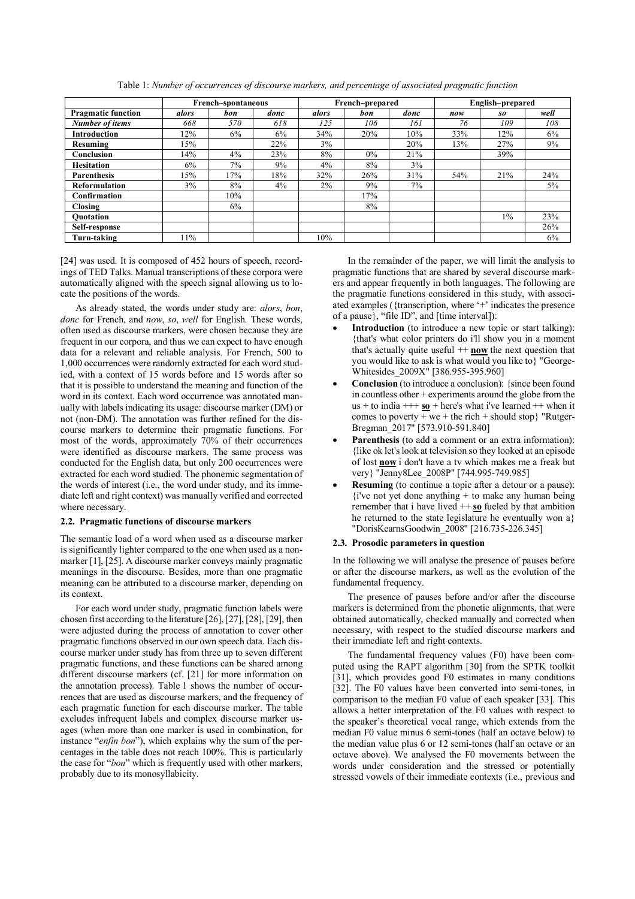Table 1: *Number of occurrences of discourse markers, and percentage of associated pragmatic function*

| | French–spontaneous | | | French–prepared | | | English–prepared | | |
|---|---|---|---|---|---|---|---|---|---|
| **Pragmatic function** | *alors* | *bon* | *donc* | *alors* | *bon* | *donc* | *now* | *so* | *well* |
| ***Number of items*** | *668* | *570* | *618* | *125* | *106* | *161* | *76* | *109* | *108* |
| **Introduction** | 12% | 6% | 6% | 34% | 20% | 10% | 33% | 12% | 6% |
| **Resuming** | 15% | | 22% | 3% | | 20% | 13% | 27% | 9% |
| **Conclusion** | 14% | 4% | 23% | 8% | 0% | 21% | | 39% | |
| **Hesitation** | 6% | 7% | 9% | 4% | 8% | 3% | | | |
| **Parenthesis** | 15% | 17% | 18% | 32% | 26% | 31% | 54% | 21% | 24% |
| **Reformulation** | 3% | 8% | 4% | 2% | 9% | 7% | | | 5% |
| **Confirmation** | | 10% | | | 17% | | | | |
| **Closing** | | 6% | | | 8% | | | | |
| **Quotation** | | | | | | | | 1% | 23% |
| **Self-response** | | | | | | | | | 26% |
| **Turn-taking** | 11% | | | 10% | | | | | 6% |

[24] was used. It is composed of 452 hours of speech, recordings of TED Talks. Manual transcriptions of these corpora were automatically aligned with the speech signal allowing us to locate the positions of the words.

As already stated, the words under study are: *alors*, *bon*, *donc* for French, and *now*, *so*, *well* for English. These words, often used as discourse markers, were chosen because they are frequent in our corpora, and thus we can expect to have enough data for a relevant and reliable analysis. For French, 500 to 1,000 occurrences were randomly extracted for each word studied, with a context of 15 words before and 15 words after so that it is possible to understand the meaning and function of the word in its context. Each word occurrence was annotated manually with labels indicating its usage: discourse marker (DM) or not (non-DM). The annotation was further refined for the discourse markers to determine their pragmatic functions. For most of the words, approximately 70% of their occurrences were identified as discourse markers. The same process was conducted for the English data, but only 200 occurrences were extracted for each word studied. The phonemic segmentation of the words of interest (i.e., the word under study, and its immediate left and right context) was manually verified and corrected where necessary.

### 2.2. Pragmatic functions of discourse markers

The semantic load of a word when used as a discourse marker is significantly lighter compared to the one when used as a non-marker [1], [25]. A discourse marker conveys mainly pragmatic meanings in the discourse. Besides, more than one pragmatic meaning can be attributed to a discourse marker, depending on its context.

For each word under study, pragmatic function labels were chosen first according to the literature [26], [27], [28], [29], then were adjusted during the process of annotation to cover other pragmatic functions observed in our own speech data. Each discourse marker under study has from three up to seven different pragmatic functions, and these functions can be shared among different discourse markers (cf. [21] for more information on the annotation process). Table 1 shows the number of occurrences that are used as discourse markers, and the frequency of each pragmatic function for each discourse marker. The table excludes infrequent labels and complex discourse marker usages (when more than one marker is used in combination, for instance "*enfin bon*"), which explains why the sum of the percentages in the table does not reach 100%. This is particularly the case for "*bon*" which is frequently used with other markers, probably due to its monosyllabicity.

In the remainder of the paper, we will limit the analysis to pragmatic functions that are shared by several discourse markers and appear frequently in both languages. The following are the pragmatic functions considered in this study, with associated examples ({transcription, where '+' indicates the presence of a pause}, "file ID", and [time interval]):

- **Introduction** (to introduce a new topic or start talking): {that's what color printers do i'll show you in a moment that's actually quite useful ++ **now** the next question that you would like to ask is what would you like to} "George-Whitesides_2009X" [386.955-395.960]
- **Conclusion** (to introduce a conclusion): {since been found in countless other + experiments around the globe from the us + to india +++ **so** + here's what i've learned ++ when it comes to poverty + we + the rich + should stop} "Rutger-Bregman_2017" [573.910-591.840]
- **Parenthesis** (to add a comment or an extra information): {like ok let's look at television so they looked at an episode of lost **now** i don't have a tv which makes me a freak but very} "Jenny8Lee_2008P" [744.995-749.985]
- **Resuming** (to continue a topic after a detour or a pause): {i've not yet done anything + to make any human being remember that i have lived ++ **so** fueled by that ambition he returned to the state legislature he eventually won a} "DorisKearnsGoodwin_2008" [216.735-226.345]

### 2.3. Prosodic parameters in question

In the following we will analyse the presence of pauses before or after the discourse markers, as well as the evolution of the fundamental frequency.

The presence of pauses before and/or after the discourse markers is determined from the phonetic alignments, that were obtained automatically, checked manually and corrected when necessary, with respect to the studied discourse markers and their immediate left and right contexts.

The fundamental frequency values (F0) have been computed using the RAPT algorithm [30] from the SPTK toolkit [31], which provides good F0 estimates in many conditions [32]. The F0 values have been converted into semi-tones, in comparison to the median F0 value of each speaker [33]. This allows a better interpretation of the F0 values with respect to the speaker's theoretical vocal range, which extends from the median F0 value minus 6 semi-tones (half an octave below) to the median value plus 6 or 12 semi-tones (half an octave or an octave above). We analysed the F0 movements between the words under consideration and the stressed or potentially stressed vowels of their immediate contexts (i.e., previous and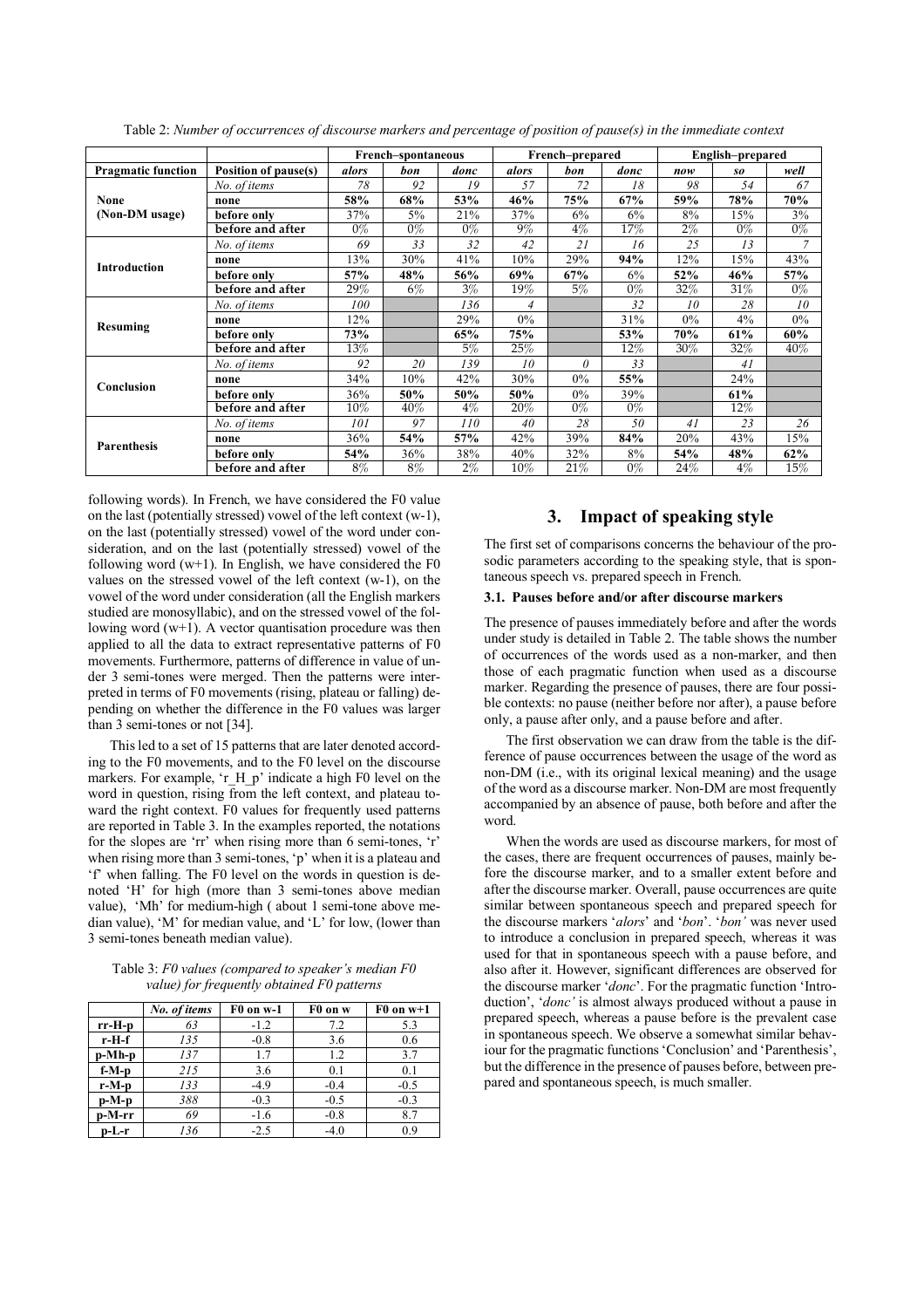Table 2: *Number of occurrences of discourse markers and percentage of position of pause(s) in the immediate context*

| | | French–spontaneous | | | French–prepared | | | English–prepared | | |
|---|---|---|---|---|---|---|---|---|---|---|
| **Pragmatic function** | **Position of pause(s)** | ***alors*** | ***bon*** | ***donc*** | ***alors*** | ***bon*** | ***donc*** | ***now*** | ***so*** | ***well*** |
| **None (Non-DM usage)** | *No. of items* | *78* | *92* | *19* | *57* | *72* | *18* | *98* | *54* | *67* |
| | **none** | **58%** | **68%** | **53%** | **46%** | **75%** | **67%** | **59%** | **78%** | **70%** |
| | **before only** | 37% | 5% | 21% | 37% | 6% | 6% | 8% | 15% | 3% |
| | **before and after** | 0% | 0% | 0% | 9% | 4% | 17% | 2% | 0% | 0% |
| **Introduction** | *No. of items* | *69* | *33* | *32* | *42* | *21* | *16* | *25* | *13* | *7* |
| | **none** | 13% | 30% | 41% | 10% | 29% | **94%** | 12% | 15% | 43% |
| | **before only** | **57%** | **48%** | **56%** | **69%** | **67%** | 6% | **52%** | **46%** | **57%** |
| | **before and after** | 29% | 6% | 3% | 19% | 5% | 0% | 32% | 31% | 0% |
| **Resuming** | *No. of items* | *100* | | *136* | *4* | | *32* | *10* | *28* | *10* |
| | **none** | 12% | | 29% | 0% | | 31% | 0% | 4% | 0% |
| | **before only** | **73%** | | **65%** | **75%** | | **53%** | **70%** | **61%** | **60%** |
| | **before and after** | 13% | | 5% | 25% | | 12% | 30% | 32% | 40% |
| **Conclusion** | *No. of items* | *92* | *20* | *139* | *10* | *0* | *33* | | *41* | |
| | **none** | 34% | 10% | 42% | 30% | 0% | **55%** | | 24% | |
| | **before only** | 36% | **50%** | **50%** | **50%** | 0% | 39% | | **61%** | |
| | **before and after** | 10% | 40% | 4% | 20% | 0% | 0% | | 12% | |
| **Parenthesis** | *No. of items* | *101* | *97* | *110* | *40* | *28* | *50* | *41* | *23* | *26* |
| | **none** | 36% | **54%** | **57%** | 42% | 39% | **84%** | 20% | 43% | 15% |
| | **before only** | **54%** | 36% | 38% | 40% | 32% | 8% | **54%** | **48%** | **62%** |
| | **before and after** | 8% | 8% | 2% | 10% | 21% | 0% | 24% | 4% | 15% |

following words). In French, we have considered the F0 value on the last (potentially stressed) vowel of the left context (w-1), on the last (potentially stressed) vowel of the word under consideration, and on the last (potentially stressed) vowel of the following word (w+1). In English, we have considered the F0 values on the stressed vowel of the left context (w-1), on the vowel of the word under consideration (all the English markers studied are monosyllabic), and on the stressed vowel of the following word (w+1). A vector quantisation procedure was then applied to all the data to extract representative patterns of F0 movements. Furthermore, patterns of difference in value of under 3 semi-tones were merged. Then the patterns were interpreted in terms of F0 movements (rising, plateau or falling) depending on whether the difference in the F0 values was larger than 3 semi-tones or not [34].

This led to a set of 15 patterns that are later denoted according to the F0 movements, and to the F0 level on the discourse markers. For example, 'r_H_p' indicate a high F0 level on the word in question, rising from the left context, and plateau toward the right context. F0 values for frequently used patterns are reported in Table 3. In the examples reported, the notations for the slopes are 'rr' when rising more than 6 semi-tones, 'r' when rising more than 3 semi-tones, 'p' when it is a plateau and 'f' when falling. The F0 level on the words in question is denoted 'H' for high (more than 3 semi-tones above median value), 'Mh' for medium-high ( about 1 semi-tone above median value), 'M' for median value, and 'L' for low, (lower than 3 semi-tones beneath median value).

Table 3: *F0 values (compared to speaker's median F0 value) for frequently obtained F0 patterns*

| | *No. of items* | F0 on w-1 | F0 on w | F0 on w+1 |
|---|---|---|---|---|
| **rr-H-p** | *63* | -1.2 | 7.2 | 5.3 |
| **r-H-f** | *135* | -0.8 | 3.6 | 0.6 |
| **p-Mh-p** | *137* | 1.7 | 1.2 | 3.7 |
| **f-M-p** | *215* | 3.6 | 0.1 | 0.1 |
| **r-M-p** | *133* | -4.9 | -0.4 | -0.5 |
| **p-M-p** | *388* | -0.3 | -0.5 | -0.3 |
| **p-M-rr** | *69* | -1.6 | -0.8 | 8.7 |
| **p-L-r** | *136* | -2.5 | -4.0 | 0.9 |

## 3. Impact of speaking style

The first set of comparisons concerns the behaviour of the prosodic parameters according to the speaking style, that is spontaneous speech vs. prepared speech in French.

### 3.1. Pauses before and/or after discourse markers

The presence of pauses immediately before and after the words under study is detailed in Table 2. The table shows the number of occurrences of the words used as a non-marker, and then those of each pragmatic function when used as a discourse marker. Regarding the presence of pauses, there are four possible contexts: no pause (neither before nor after), a pause before only, a pause after only, and a pause before and after.

The first observation we can draw from the table is the difference of pause occurrences between the usage of the word as non-DM (i.e., with its original lexical meaning) and the usage of the word as a discourse marker. Non-DM are most frequently accompanied by an absence of pause, both before and after the word.

When the words are used as discourse markers, for most of the cases, there are frequent occurrences of pauses, mainly before the discourse marker, and to a smaller extent before and after the discourse marker. Overall, pause occurrences are quite similar between spontaneous speech and prepared speech for the discourse markers '*alors*' and '*bon*'. '*bon'* was never used to introduce a conclusion in prepared speech, whereas it was used for that in spontaneous speech with a pause before, and also after it. However, significant differences are observed for the discourse marker '*donc*'. For the pragmatic function 'Introduction', '*donc'* is almost always produced without a pause in prepared speech, whereas a pause before is the prevalent case in spontaneous speech. We observe a somewhat similar behaviour for the pragmatic functions 'Conclusion' and 'Parenthesis', but the difference in the presence of pauses before, between prepared and spontaneous speech, is much smaller.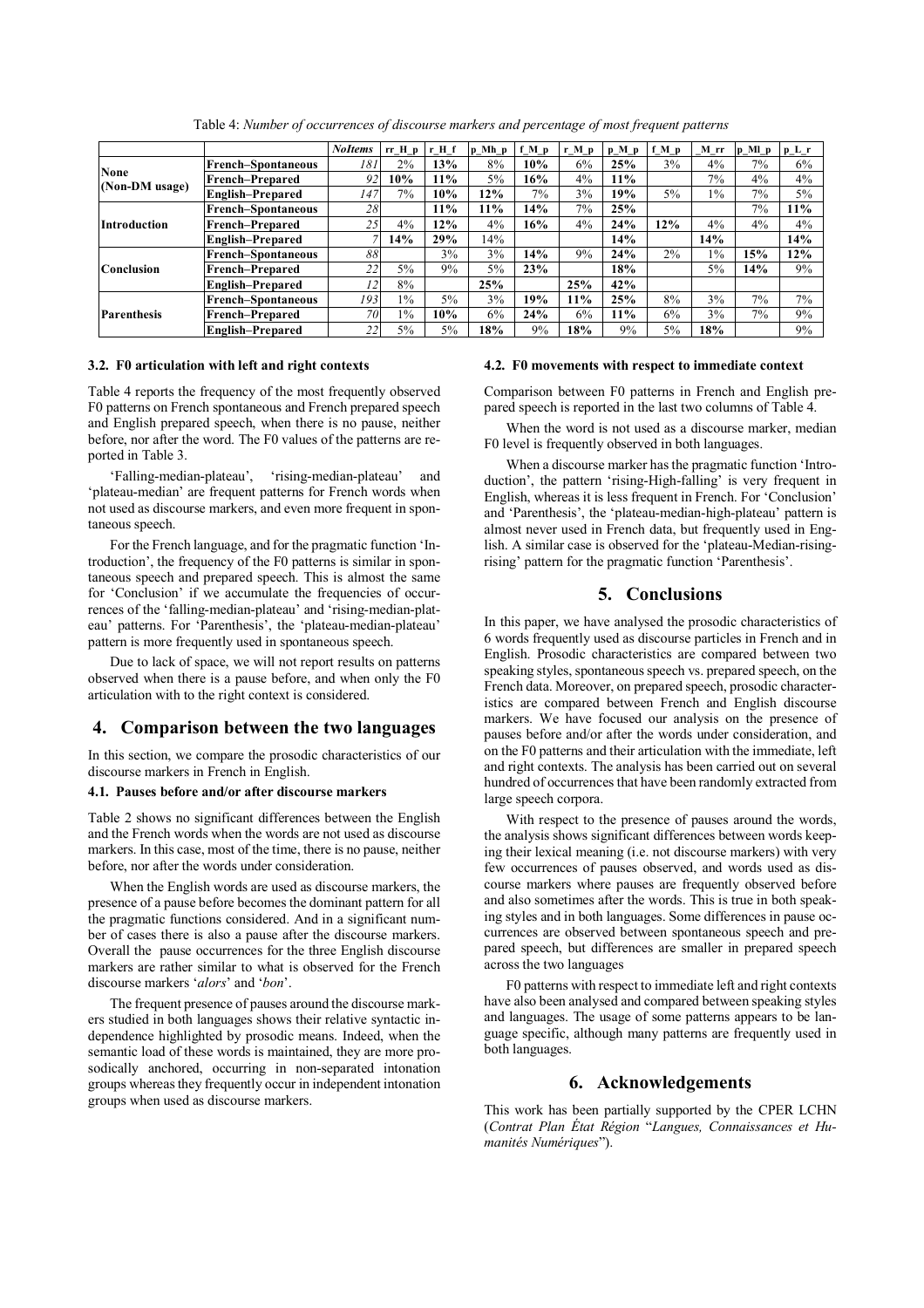Table 4: *Number of occurrences of discourse markers and percentage of most frequent patterns*

| | | *NoItems* | rr_H_p | r_H_f | p_Mh_p | f_M_p | r_M_p | p_M_p | f_M_p | _M_rr | p_Ml_p | p_L_r |
|---|---|---|---|---|---|---|---|---|---|---|---|---|
| **None (Non-DM usage)** | **French–Spontaneous** | *181* | 2% | **13%** | 8% | **10%** | 6% | **25%** | 3% | 4% | 7% | 6% |
| | **French–Prepared** | *92* | **10%** | **11%** | 5% | **16%** | 4% | **11%** | | 7% | 4% | 4% |
| | **English–Prepared** | *147* | 7% | **10%** | **12%** | 7% | 3% | **19%** | 5% | 1% | 7% | 5% |
| **Introduction** | **French–Spontaneous** | *28* | | **11%** | **11%** | **14%** | 7% | **25%** | | | 7% | **11%** |
| | **French–Prepared** | *25* | 4% | **12%** | 4% | **16%** | 4% | **24%** | **12%** | 4% | 4% | 4% |
| | **English–Prepared** | *7* | **14%** | **29%** | 14% | | | **14%** | | **14%** | | **14%** |
| **Conclusion** | **French–Spontaneous** | *88* | | 3% | 3% | **14%** | 9% | **24%** | 2% | 1% | **15%** | **12%** |
| | **French–Prepared** | *22* | 5% | 9% | 5% | **23%** | | **18%** | | 5% | **14%** | 9% |
| | **English–Prepared** | *12* | 8% | | **25%** | | **25%** | **42%** | | | | |
| **Parenthesis** | **French–Spontaneous** | *193* | 1% | 5% | 3% | **19%** | **11%** | **25%** | 8% | 3% | 7% | 7% |
| | **French–Prepared** | *70* | 1% | **10%** | 6% | **24%** | 6% | **11%** | 6% | 3% | 7% | 9% |
| | **English–Prepared** | *22* | 5% | 5% | **18%** | 9% | **18%** | 9% | 5% | **18%** | | 9% |

### 3.2. F0 articulation with left and right contexts

Table 4 reports the frequency of the most frequently observed F0 patterns on French spontaneous and French prepared speech and English prepared speech, when there is no pause, neither before, nor after the word. The F0 values of the patterns are reported in Table 3.

'Falling-median-plateau', 'rising-median-plateau' and 'plateau-median' are frequent patterns for French words when not used as discourse markers, and even more frequent in spontaneous speech.

For the French language, and for the pragmatic function 'Introduction', the frequency of the F0 patterns is similar in spontaneous speech and prepared speech. This is almost the same for 'Conclusion' if we accumulate the frequencies of occurrences of the 'falling-median-plateau' and 'rising-median-plateau' patterns. For 'Parenthesis', the 'plateau-median-plateau' pattern is more frequently used in spontaneous speech.

Due to lack of space, we will not report results on patterns observed when there is a pause before, and when only the F0 articulation with to the right context is considered.

## 4. Comparison between the two languages

In this section, we compare the prosodic characteristics of our discourse markers in French in English.

### 4.1. Pauses before and/or after discourse markers

Table 2 shows no significant differences between the English and the French words when the words are not used as discourse markers. In this case, most of the time, there is no pause, neither before, nor after the words under consideration.

When the English words are used as discourse markers, the presence of a pause before becomes the dominant pattern for all the pragmatic functions considered. And in a significant number of cases there is also a pause after the discourse markers. Overall the pause occurrences for the three English discourse markers are rather similar to what is observed for the French discourse markers '*alors*' and '*bon*'.

The frequent presence of pauses around the discourse markers studied in both languages shows their relative syntactic independence highlighted by prosodic means. Indeed, when the semantic load of these words is maintained, they are more prosodically anchored, occurring in non-separated intonation groups whereas they frequently occur in independent intonation groups when used as discourse markers.

### 4.2. F0 movements with respect to immediate context

Comparison between F0 patterns in French and English prepared speech is reported in the last two columns of Table 4.

When the word is not used as a discourse marker, median F0 level is frequently observed in both languages.

When a discourse marker has the pragmatic function 'Introduction', the pattern 'rising-High-falling' is very frequent in English, whereas it is less frequent in French. For 'Conclusion' and 'Parenthesis', the 'plateau-median-high-plateau' pattern is almost never used in French data, but frequently used in English. A similar case is observed for the 'plateau-Median-rising-rising' pattern for the pragmatic function 'Parenthesis'.

## 5. Conclusions

In this paper, we have analysed the prosodic characteristics of 6 words frequently used as discourse particles in French and in English. Prosodic characteristics are compared between two speaking styles, spontaneous speech vs. prepared speech, on the French data. Moreover, on prepared speech, prosodic characteristics are compared between French and English discourse markers. We have focused our analysis on the presence of pauses before and/or after the words under consideration, and on the F0 patterns and their articulation with the immediate, left and right contexts. The analysis has been carried out on several hundred of occurrences that have been randomly extracted from large speech corpora.

With respect to the presence of pauses around the words, the analysis shows significant differences between words keeping their lexical meaning (i.e. not discourse markers) with very few occurrences of pauses observed, and words used as discourse markers where pauses are frequently observed before and also sometimes after the words. This is true in both speaking styles and in both languages. Some differences in pause occurrences are observed between spontaneous speech and prepared speech, but differences are smaller in prepared speech across the two languages

F0 patterns with respect to immediate left and right contexts have also been analysed and compared between speaking styles and languages. The usage of some patterns appears to be language specific, although many patterns are frequently used in both languages.

## 6. Acknowledgements

This work has been partially supported by the CPER LCHN (*Contrat Plan État Région* "*Langues, Connaissances et Humanités Numériques*").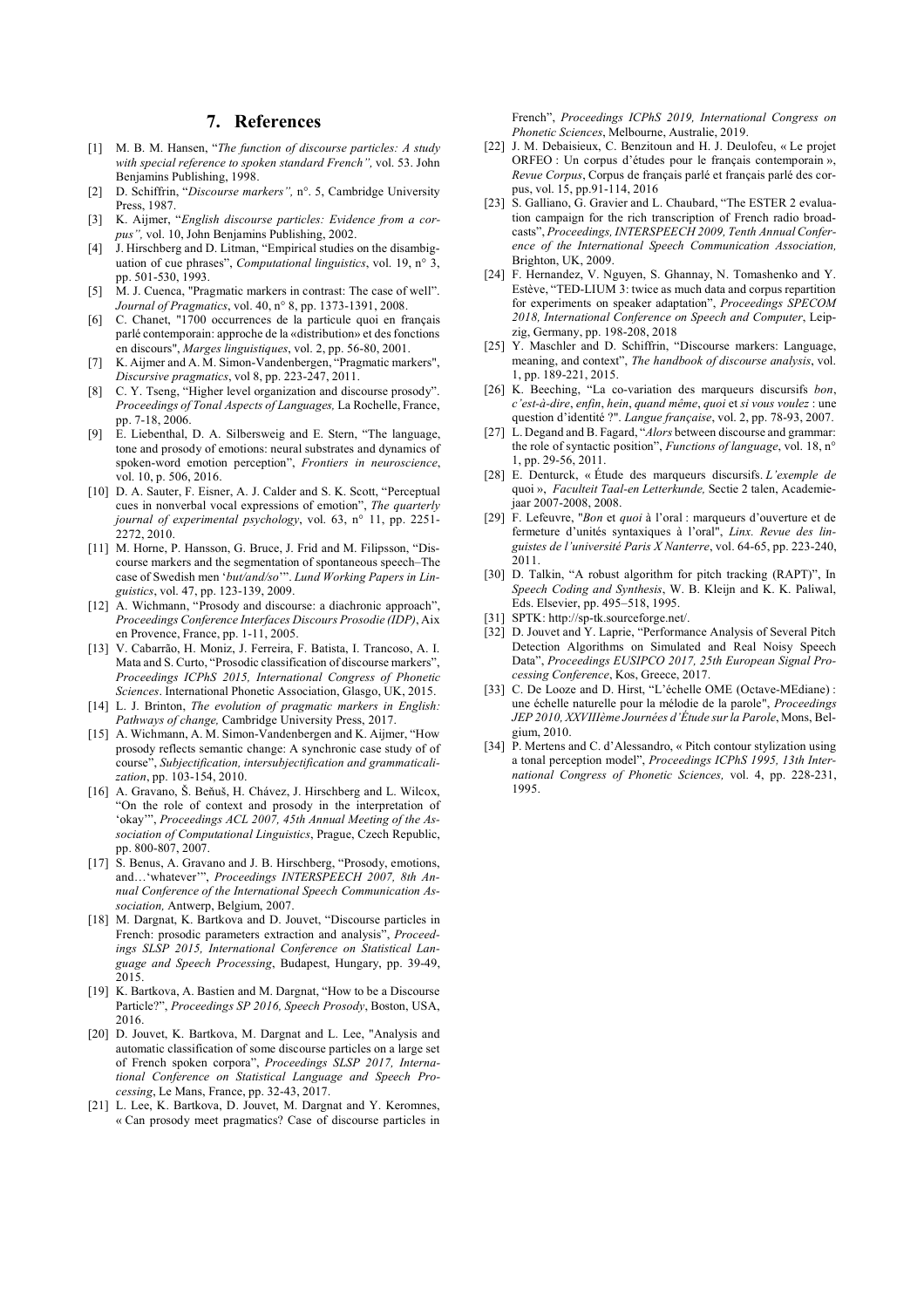## 7. References

[1] M. B. M. Hansen, "*The function of discourse particles: A study with special reference to spoken standard French",* vol. 53. John Benjamins Publishing, 1998.

[2] D. Schiffrin, "*Discourse markers",* n°. 5, Cambridge University Press, 1987.

[3] K. Aijmer, "*English discourse particles: Evidence from a corpus",* vol. 10, John Benjamins Publishing, 2002.

[4] J. Hirschberg and D. Litman, "Empirical studies on the disambiguation of cue phrases", *Computational linguistics*, vol. 19, n° 3, pp. 501-530, 1993.

[5] M. J. Cuenca, "Pragmatic markers in contrast: The case of well". *Journal of Pragmatics*, vol. 40, n° 8, pp. 1373-1391, 2008.

[6] C. Chanet, "1700 occurrences de la particule quoi en français parlé contemporain: approche de la «distribution» et des fonctions en discours", *Marges linguistiques*, vol. 2, pp. 56-80, 2001.

[7] K. Aijmer and A. M. Simon-Vandenbergen, "Pragmatic markers", *Discursive pragmatics*, vol 8, pp. 223-247, 2011.

[8] C. Y. Tseng, "Higher level organization and discourse prosody". *Proceedings of Tonal Aspects of Languages,* La Rochelle, France, pp. 7-18, 2006.

[9] E. Liebenthal, D. A. Silbersweig and E. Stern, "The language, tone and prosody of emotions: neural substrates and dynamics of spoken-word emotion perception", *Frontiers in neuroscience*, vol. 10, p. 506, 2016.

[10] D. A. Sauter, F. Eisner, A. J. Calder and S. K. Scott, "Perceptual cues in nonverbal vocal expressions of emotion", *The quarterly journal of experimental psychology*, vol. 63, n° 11, pp. 2251-2272, 2010.

[11] M. Horne, P. Hansson, G. Bruce, J. Frid and M. Filipsson, "Discourse markers and the segmentation of spontaneous speech–The case of Swedish men '*but/and/so*'". *Lund Working Papers in Linguistics*, vol. 47, pp. 123-139, 2009.

[12] A. Wichmann, "Prosody and discourse: a diachronic approach", *Proceedings Conference Interfaces Discours Prosodie (IDP)*, Aix en Provence, France, pp. 1-11, 2005.

[13] V. Cabarrão, H. Moniz, J. Ferreira, F. Batista, I. Trancoso, A. I. Mata and S. Curto, "Prosodic classification of discourse markers", *Proceedings ICPhS 2015, International Congress of Phonetic Sciences*. International Phonetic Association, Glasgo, UK, 2015.

[14] L. J. Brinton, *The evolution of pragmatic markers in English: Pathways of change,* Cambridge University Press, 2017.

[15] A. Wichmann, A. M. Simon-Vandenbergen and K. Aijmer, "How prosody reflects semantic change: A synchronic case study of of course", *Subjectification, intersubjectification and grammaticalization*, pp. 103-154, 2010.

[16] A. Gravano, Š. Beňuš, H. Chávez, J. Hirschberg and L. Wilcox, "On the role of context and prosody in the interpretation of 'okay'", *Proceedings ACL 2007, 45th Annual Meeting of the Association of Computational Linguistics*, Prague, Czech Republic, pp. 800-807, 2007.

[17] S. Benus, A. Gravano and J. B. Hirschberg, "Prosody, emotions, and…'whatever'", *Proceedings INTERSPEECH 2007, 8th Annual Conference of the International Speech Communication Association,* Antwerp, Belgium, 2007.

[18] M. Dargnat, K. Bartkova and D. Jouvet, "Discourse particles in French: prosodic parameters extraction and analysis", *Proceedings SLSP 2015, International Conference on Statistical Language and Speech Processing*, Budapest, Hungary, pp. 39-49, 2015.

[19] K. Bartkova, A. Bastien and M. Dargnat, "How to be a Discourse Particle?", *Proceedings SP 2016, Speech Prosody*, Boston, USA, 2016.

[20] D. Jouvet, K. Bartkova, M. Dargnat and L. Lee, "Analysis and automatic classification of some discourse particles on a large set of French spoken corpora", *Proceedings SLSP 2017, International Conference on Statistical Language and Speech Processing*, Le Mans, France, pp. 32-43, 2017.

[21] L. Lee, K. Bartkova, D. Jouvet, M. Dargnat and Y. Keromnes, « Can prosody meet pragmatics? Case of discourse particles in French", *Proceedings ICPhS 2019, International Congress on Phonetic Sciences*, Melbourne, Australie, 2019.

[22] J. M. Debaisieux, C. Benzitoun and H. J. Deulofeu, « Le projet ORFEO : Un corpus d'études pour le français contemporain », *Revue Corpus*, Corpus de français parlé et français parlé des corpus, vol. 15, pp.91-114, 2016

[23] S. Galliano, G. Gravier and L. Chaubard, "The ESTER 2 evaluation campaign for the rich transcription of French radio broadcasts", *Proceedings, INTERSPEECH 2009, Tenth Annual Conference of the International Speech Communication Association,* Brighton, UK, 2009.

[24] F. Hernandez, V. Nguyen, S. Ghannay, N. Tomashenko and Y. Estève, "TED-LIUM 3: twice as much data and corpus repartition for experiments on speaker adaptation", *Proceedings SPECOM 2018, International Conference on Speech and Computer*, Leipzig, Germany, pp. 198-208, 2018

[25] Y. Maschler and D. Schiffrin, "Discourse markers: Language, meaning, and context", *The handbook of discourse analysis*, vol. 1, pp. 189-221, 2015.

[26] K. Beeching, "La co-variation des marqueurs discursifs *bon*, *c'est-à-dire*, *enfin*, *hein*, *quand même*, *quoi* et *si vous voulez* : une question d'identité ?". *Langue française*, vol. 2, pp. 78-93, 2007.

[27] L. Degand and B. Fagard, "*Alors* between discourse and grammar: the role of syntactic position", *Functions of language*, vol. 18, n° 1, pp. 29-56, 2011.

[28] E. Denturck, « Étude des marqueurs discursifs. *L'exemple de* quoi », *Faculteit Taal-en Letterkunde,* Sectie 2 talen, Academiejaar 2007-2008, 2008.

[29] F. Lefeuvre, "*Bon* et *quoi* à l'oral : marqueurs d'ouverture et de fermeture d'unités syntaxiques à l'oral", *Linx. Revue des linguistes de l'université Paris X Nanterre*, vol. 64-65, pp. 223-240, 2011.

[30] D. Talkin, "A robust algorithm for pitch tracking (RAPT)", In *Speech Coding and Synthesis*, W. B. Kleijn and K. K. Paliwal, Eds. Elsevier, pp. 495–518, 1995.

[31] SPTK: http://sp-tk.sourceforge.net/.

[32] D. Jouvet and Y. Laprie, "Performance Analysis of Several Pitch Detection Algorithms on Simulated and Real Noisy Speech Data", *Proceedings EUSIPCO 2017, 25th European Signal Processing Conference*, Kos, Greece, 2017.

[33] C. De Looze and D. Hirst, "L'échelle OME (Octave-MEdiane) : une échelle naturelle pour la mélodie de la parole", *Proceedings JEP 2010, XXVIIIème Journées d'Étude sur la Parole*, Mons, Belgium, 2010.

[34] P. Mertens and C. d'Alessandro, « Pitch contour stylization using a tonal perception model", *Proceedings ICPhS 1995, 13th International Congress of Phonetic Sciences,* vol. 4, pp. 228-231, 1995.